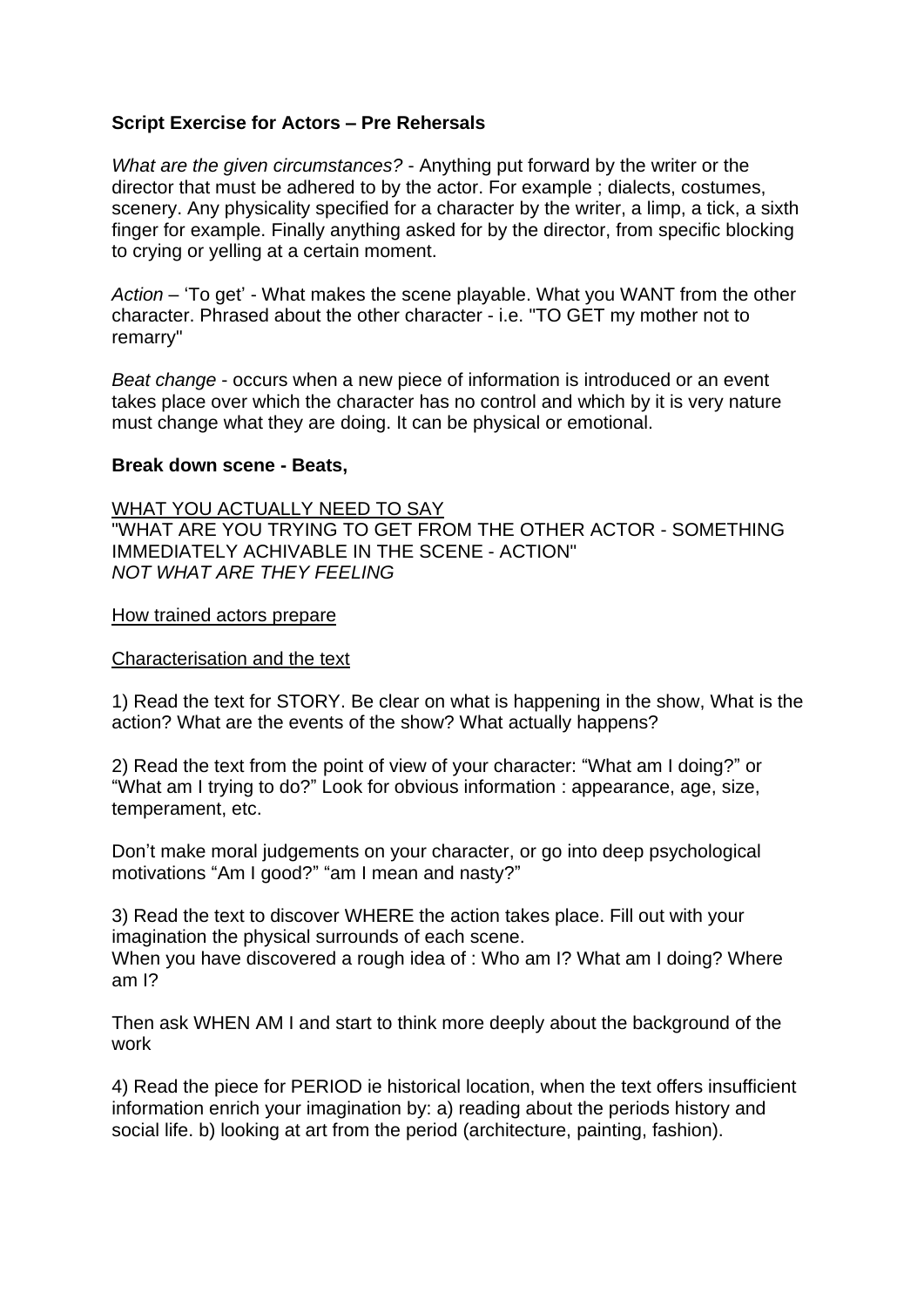**Script Exercise for Actors – Pre Rehersals**

*What are the given circumstances?* - Anything put forward by the writer or the director that must be adhered to by the actor. For example ; dialects, costumes, scenery. Any physicality specified for a character by the writer, a limp, a tick, a sixth finger for example. Finally anything asked for by the director, from specific blocking to crying or yelling at a certain moment.

*Action* – 'To get' - What makes the scene playable. What you WANT from the other character. Phrased about the other character - i.e. "TO GET my mother not to remarry"

*Beat change* - occurs when a new piece of information is introduced or an event takes place over which the character has no control and which by it is very nature must change what they are doing. It can be physical or emotional.

**Break down scene - Beats,**

<u>WHAT YOU ACTUALLY NEED TO SAY</u>
"WHAT ARE YOU TRYING TO GET FROM THE OTHER ACTOR - SOMETHING IMMEDIATELY ACHIVABLE IN THE SCENE - ACTION"
*NOT WHAT ARE THEY FEELING*

<u>How trained actors prepare</u>

<u>Characterisation and the text</u>

1) Read the text for STORY. Be clear on what is happening in the show, What is the action? What are the events of the show? What actually happens?

2) Read the text from the point of view of your character: "What am I doing?" or "What am I trying to do?" Look for obvious information : appearance, age, size, temperament, etc.

Don't make moral judgements on your character, or go into deep psychological motivations "Am I good?" "am I mean and nasty?"

3) Read the text to discover WHERE the action takes place. Fill out with your imagination the physical surrounds of each scene.
When you have discovered a rough idea of : Who am I? What am I doing? Where am I?

Then ask WHEN AM I and start to think more deeply about the background of the work

4) Read the piece for PERIOD ie historical location, when the text offers insufficient information enrich your imagination by: a) reading about the periods history and social life. b) looking at art from the period (architecture, painting, fashion).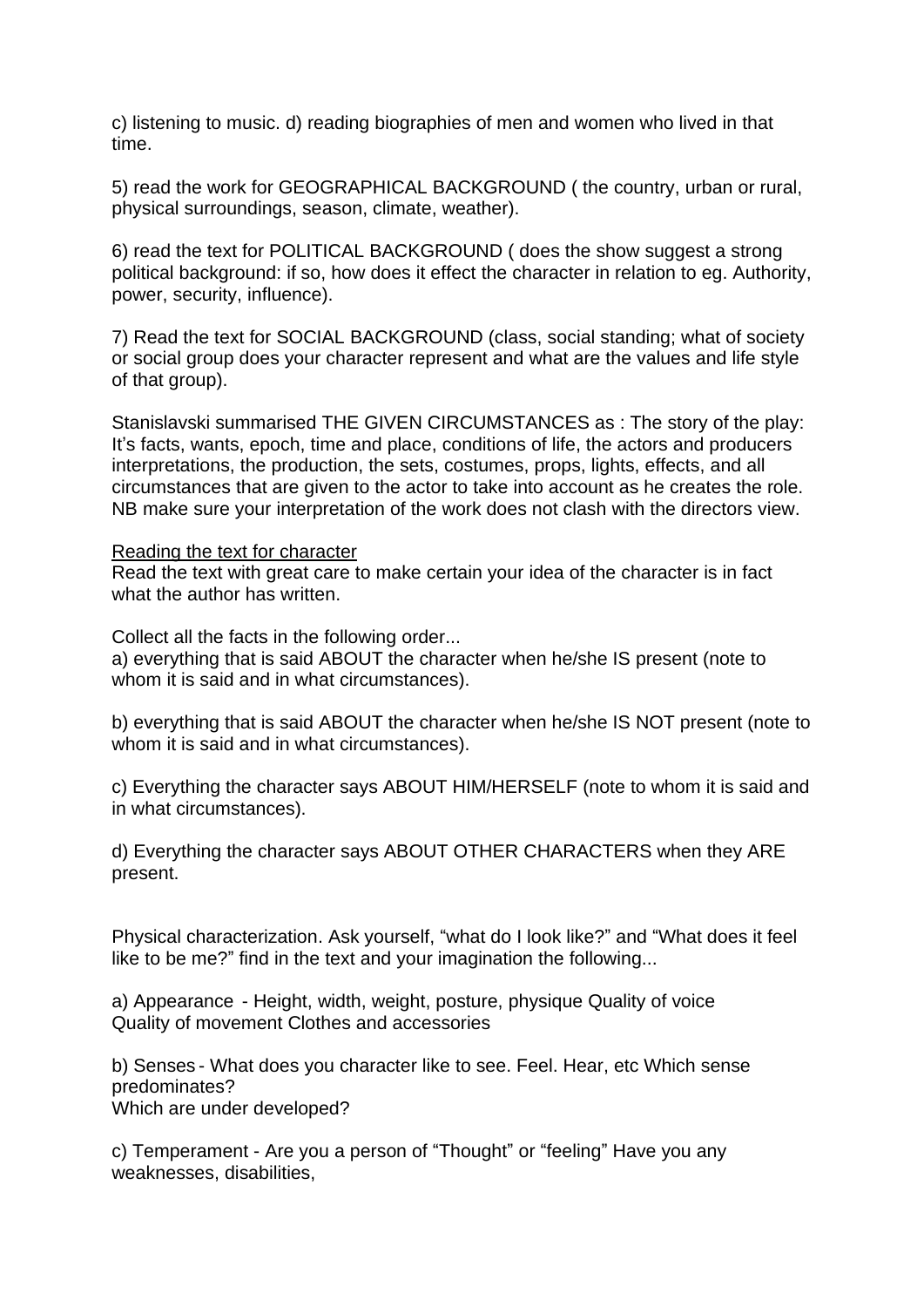c) listening to music. d) reading biographies of men and women who lived in that time.

5) read the work for GEOGRAPHICAL BACKGROUND ( the country, urban or rural, physical surroundings, season, climate, weather).

6) read the text for POLITICAL BACKGROUND ( does the show suggest a strong political background: if so, how does it effect the character in relation to eg. Authority, power, security, influence).

7) Read the text for SOCIAL BACKGROUND (class, social standing; what of society or social group does your character represent and what are the values and life style of that group).

Stanislavski summarised THE GIVEN CIRCUMSTANCES as : The story of the play: It's facts, wants, epoch, time and place, conditions of life, the actors and producers interpretations, the production, the sets, costumes, props, lights, effects, and all circumstances that are given to the actor to take into account as he creates the role. NB make sure your interpretation of the work does not clash with the directors view.

<u>Reading the text for character</u>
Read the text with great care to make certain your idea of the character is in fact what the author has written.

Collect all the facts in the following order...
a) everything that is said ABOUT the character when he/she IS present (note to whom it is said and in what circumstances).

b) everything that is said ABOUT the character when he/she IS NOT present (note to whom it is said and in what circumstances).

c) Everything the character says ABOUT HIM/HERSELF (note to whom it is said and in what circumstances).

d) Everything the character says ABOUT OTHER CHARACTERS when they ARE present.

Physical characterization. Ask yourself, "what do I look like?" and "What does it feel like to be me?" find in the text and your imagination the following...

a) Appearance - Height, width, weight, posture, physique Quality of voice Quality of movement Clothes and accessories

b) Senses - What does you character like to see. Feel. Hear, etc Which sense predominates?
Which are under developed?

c) Temperament - Are you a person of "Thought" or "feeling" Have you any weaknesses, disabilities,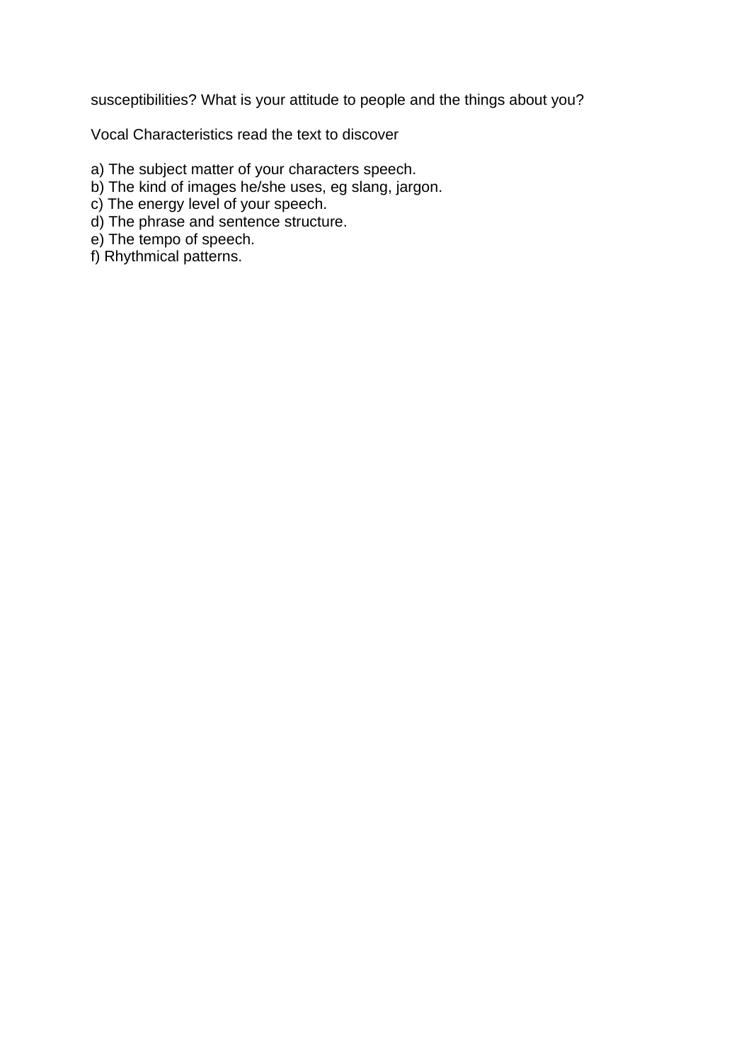susceptibilities? What is your attitude to people and the things about you?

Vocal Characteristics read the text to discover

a) The subject matter of your characters speech.
b) The kind of images he/she uses, eg slang, jargon.
c) The energy level of your speech.
d) The phrase and sentence structure.
e) The tempo of speech.
f) Rhythmical patterns.